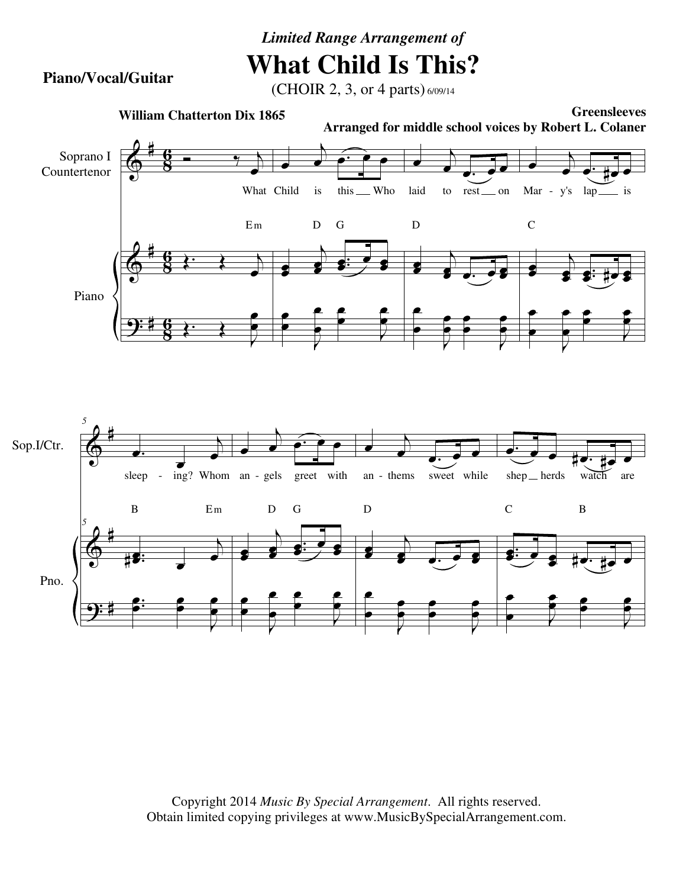*Limited Range Arrangement of*

# What Child Is This?

(CHOIR 2, 3, or 4 parts) 6/09/14

**Piano/Vocal/Guitar**

**William Chatterton Dix 1865**

**Greensleeves**
**Arranged for middle school voices by Robert L. Colaner**

Soprano I / Countertenor

What Child is this Who laid to rest on Mar - y's lap is sleep - ing? Whom an - gels greet with an - thems sweet while shep herds watch are

Em D G D C B Em D G D C B

Copyright 2014 *Music By Special Arrangement*. All rights reserved.
Obtain limited copying privileges at www.MusicBySpecialArrangement.com.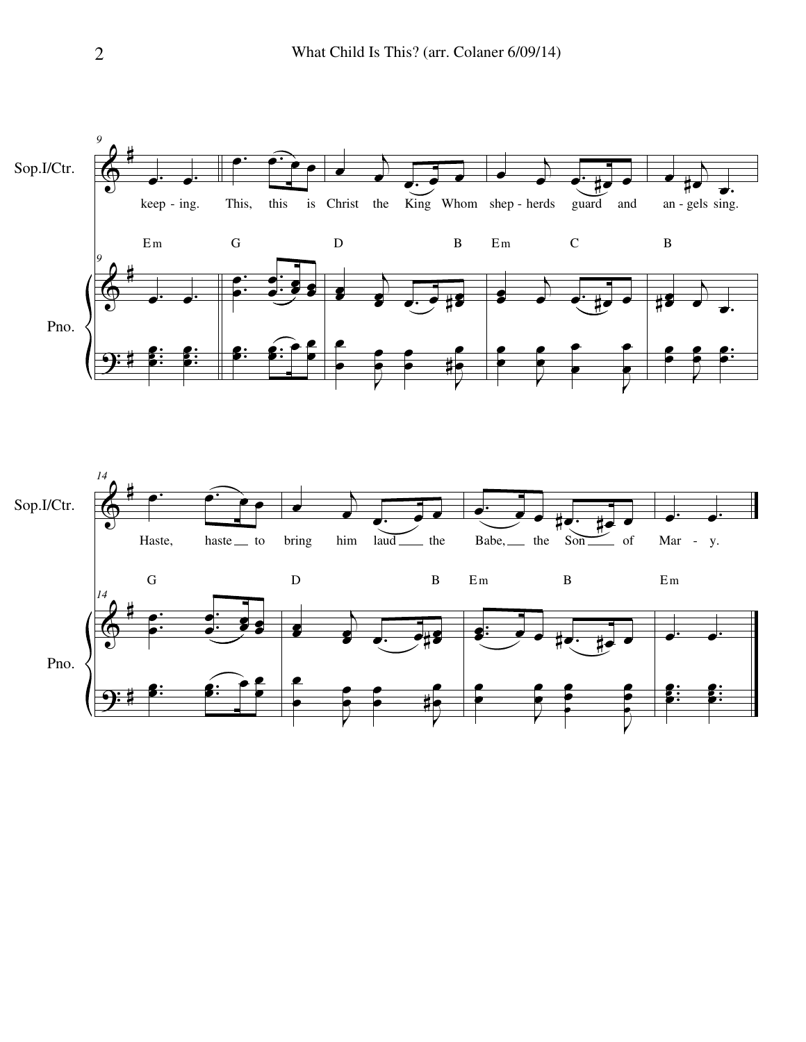Sop.I/Ctr.

keep - ing. This, this is Christ the King Whom shep - herds guard and an - gels sing.

Em G D B Em C B

Pno.

Sop.I/Ctr.

Haste, haste to bring him laud the Babe, the Son of Mar - y.

G D B Em B Em

Pno.